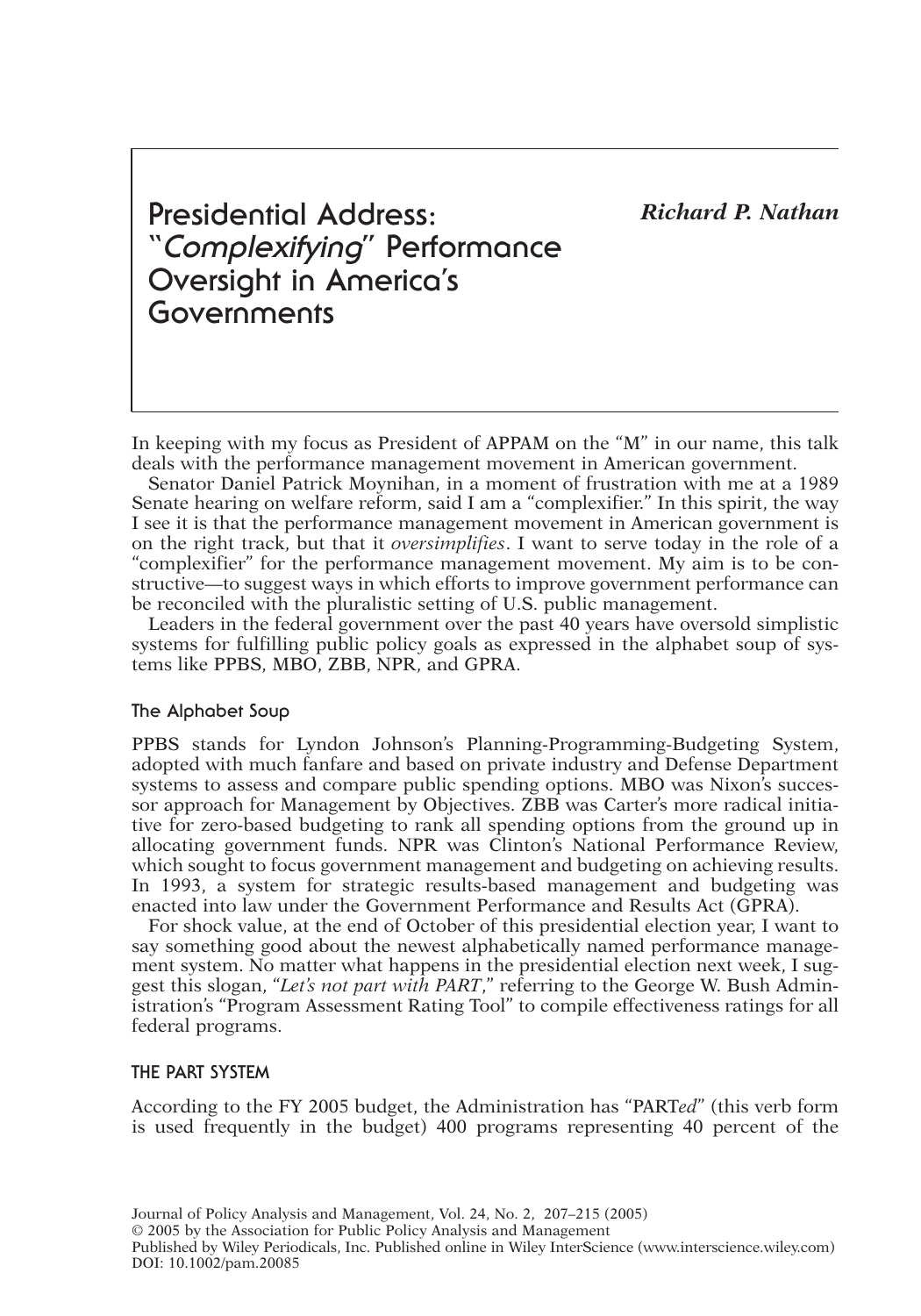# Presidential Address: "*Complexifying*" Performance Oversight in America's Governments

***Richard P. Nathan***

In keeping with my focus as President of APPAM on the "M" in our name, this talk deals with the performance management movement in American government.

Senator Daniel Patrick Moynihan, in a moment of frustration with me at a 1989 Senate hearing on welfare reform, said I am a "complexifier." In this spirit, the way I see it is that the performance management movement in American government is on the right track, but that it *oversimplifies*. I want to serve today in the role of a "complexifier" for the performance management movement. My aim is to be constructive—to suggest ways in which efforts to improve government performance can be reconciled with the pluralistic setting of U.S. public management.

Leaders in the federal government over the past 40 years have oversold simplistic systems for fulfilling public policy goals as expressed in the alphabet soup of systems like PPBS, MBO, ZBB, NPR, and GPRA.

## The Alphabet Soup

PPBS stands for Lyndon Johnson's Planning-Programming-Budgeting System, adopted with much fanfare and based on private industry and Defense Department systems to assess and compare public spending options. MBO was Nixon's successor approach for Management by Objectives. ZBB was Carter's more radical initiative for zero-based budgeting to rank all spending options from the ground up in allocating government funds. NPR was Clinton's National Performance Review, which sought to focus government management and budgeting on achieving results. In 1993, a system for strategic results-based management and budgeting was enacted into law under the Government Performance and Results Act (GPRA).

For shock value, at the end of October of this presidential election year, I want to say something good about the newest alphabetically named performance management system. No matter what happens in the presidential election next week, I suggest this slogan, "*Let's not part with PART*," referring to the George W. Bush Administration's "Program Assessment Rating Tool" to compile effectiveness ratings for all federal programs.

## THE PART SYSTEM

According to the FY 2005 budget, the Administration has "PART*ed*" (this verb form is used frequently in the budget) 400 programs representing 40 percent of the

Journal of Policy Analysis and Management, Vol. 24, No. 2, 207–215 (2005)
© 2005 by the Association for Public Policy Analysis and Management
Published by Wiley Periodicals, Inc. Published online in Wiley InterScience (www.interscience.wiley.com)
DOI: 10.1002/pam.20085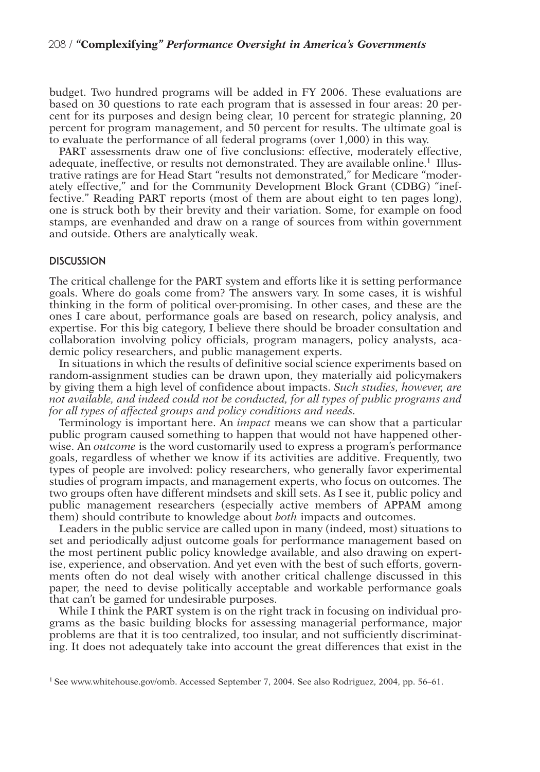budget. Two hundred programs will be added in FY 2006. These evaluations are based on 30 questions to rate each program that is assessed in four areas: 20 percent for its purposes and design being clear, 10 percent for strategic planning, 20 percent for program management, and 50 percent for results. The ultimate goal is to evaluate the performance of all federal programs (over 1,000) in this way.

PART assessments draw one of five conclusions: effective, moderately effective, adequate, ineffective, or results not demonstrated. They are available online.[1] Illustrative ratings are for Head Start "results not demonstrated," for Medicare "moderately effective," and for the Community Development Block Grant (CDBG) "ineffective." Reading PART reports (most of them are about eight to ten pages long), one is struck both by their brevity and their variation. Some, for example on food stamps, are evenhanded and draw on a range of sources from within government and outside. Others are analytically weak.

## DISCUSSION

The critical challenge for the PART system and efforts like it is setting performance goals. Where do goals come from? The answers vary. In some cases, it is wishful thinking in the form of political over-promising. In other cases, and these are the ones I care about, performance goals are based on research, policy analysis, and expertise. For this big category, I believe there should be broader consultation and collaboration involving policy officials, program managers, policy analysts, academic policy researchers, and public management experts.

In situations in which the results of definitive social science experiments based on random-assignment studies can be drawn upon, they materially aid policymakers by giving them a high level of confidence about impacts. *Such studies, however, are not available, and indeed could not be conducted, for all types of public programs and for all types of affected groups and policy conditions and needs.*

Terminology is important here. An *impact* means we can show that a particular public program caused something to happen that would not have happened otherwise. An *outcome* is the word customarily used to express a program's performance goals, regardless of whether we know if its activities are additive. Frequently, two types of people are involved: policy researchers, who generally favor experimental studies of program impacts, and management experts, who focus on outcomes. The two groups often have different mindsets and skill sets. As I see it, public policy and public management researchers (especially active members of APPAM among them) should contribute to knowledge about *both* impacts and outcomes.

Leaders in the public service are called upon in many (indeed, most) situations to set and periodically adjust outcome goals for performance management based on the most pertinent public policy knowledge available, and also drawing on expertise, experience, and observation. And yet even with the best of such efforts, governments often do not deal wisely with another critical challenge discussed in this paper, the need to devise politically acceptable and workable performance goals that can't be gamed for undesirable purposes.

While I think the PART system is on the right track in focusing on individual programs as the basic building blocks for assessing managerial performance, major problems are that it is too centralized, too insular, and not sufficiently discriminating. It does not adequately take into account the great differences that exist in the

[1] See www.whitehouse.gov/omb. Accessed September 7, 2004. See also Rodriguez, 2004, pp. 56–61.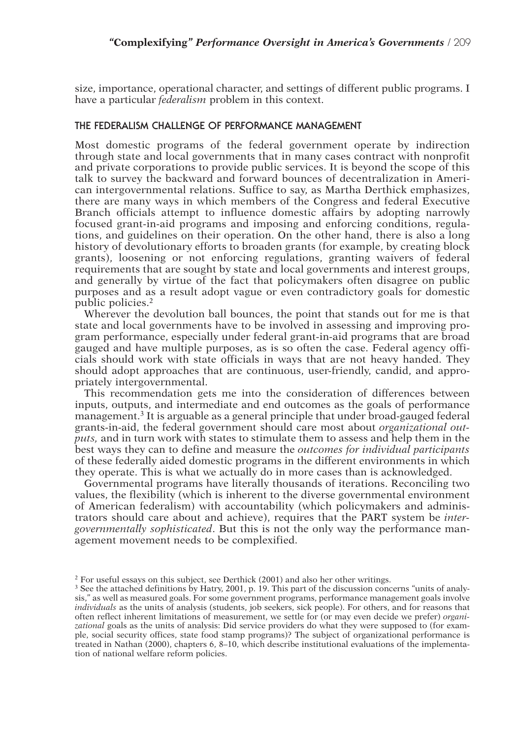size, importance, operational character, and settings of different public programs. I have a particular *federalism* problem in this context.

## THE FEDERALISM CHALLENGE OF PERFORMANCE MANAGEMENT

Most domestic programs of the federal government operate by indirection through state and local governments that in many cases contract with nonprofit and private corporations to provide public services. It is beyond the scope of this talk to survey the backward and forward bounces of decentralization in American intergovernmental relations. Suffice to say, as Martha Derthick emphasizes, there are many ways in which members of the Congress and federal Executive Branch officials attempt to influence domestic affairs by adopting narrowly focused grant-in-aid programs and imposing and enforcing conditions, regulations, and guidelines on their operation. On the other hand, there is also a long history of devolutionary efforts to broaden grants (for example, by creating block grants), loosening or not enforcing regulations, granting waivers of federal requirements that are sought by state and local governments and interest groups, and generally by virtue of the fact that policymakers often disagree on public purposes and as a result adopt vague or even contradictory goals for domestic public policies.[2]

Wherever the devolution ball bounces, the point that stands out for me is that state and local governments have to be involved in assessing and improving program performance, especially under federal grant-in-aid programs that are broad gauged and have multiple purposes, as is so often the case. Federal agency officials should work with state officials in ways that are not heavy handed. They should adopt approaches that are continuous, user-friendly, candid, and appropriately intergovernmental.

This recommendation gets me into the consideration of differences between inputs, outputs, and intermediate and end outcomes as the goals of performance management.[3] It is arguable as a general principle that under broad-gauged federal grants-in-aid, the federal government should care most about *organizational outputs*, and in turn work with states to stimulate them to assess and help them in the best ways they can to define and measure the *outcomes for individual participants* of these federally aided domestic programs in the different environments in which they operate. This is what we actually do in more cases than is acknowledged.

Governmental programs have literally thousands of iterations. Reconciling two values, the flexibility (which is inherent to the diverse governmental environment of American federalism) with accountability (which policymakers and administrators should care about and achieve), requires that the PART system be *intergovernmentally sophisticated*. But this is not the only way the performance management movement needs to be complexified.

---

[2] For useful essays on this subject, see Derthick (2001) and also her other writings.

[3] See the attached definitions by Hatry, 2001, p. 19. This part of the discussion concerns "units of analysis," as well as measured goals. For some government programs, performance management goals involve *individuals* as the units of analysis (students, job seekers, sick people). For others, and for reasons that often reflect inherent limitations of measurement, we settle for (or may even decide we prefer) *organizational* goals as the units of analysis: Did service providers do what they were supposed to (for example, social security offices, state food stamp programs)? The subject of organizational performance is treated in Nathan (2000), chapters 6, 8–10, which describe institutional evaluations of the implementation of national welfare reform policies.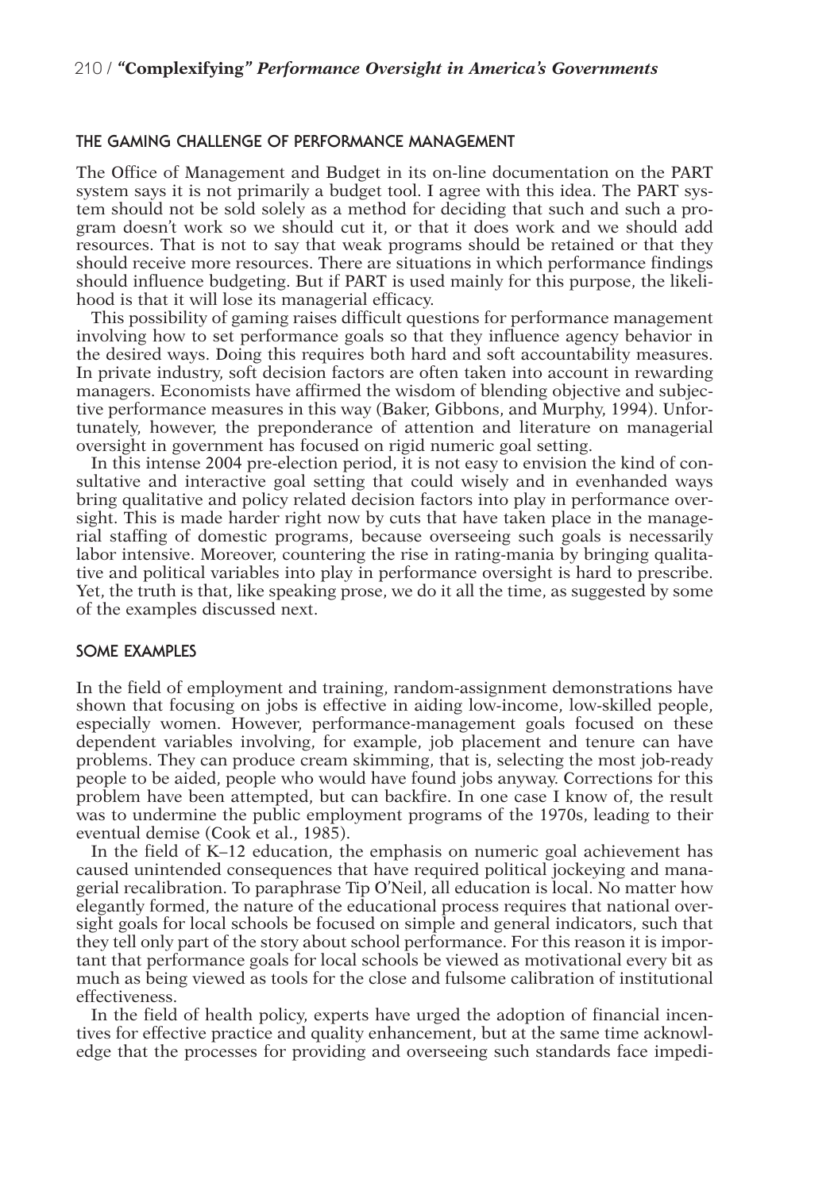## THE GAMING CHALLENGE OF PERFORMANCE MANAGEMENT

The Office of Management and Budget in its on-line documentation on the PART system says it is not primarily a budget tool. I agree with this idea. The PART system should not be sold solely as a method for deciding that such and such a program doesn't work so we should cut it, or that it does work and we should add resources. That is not to say that weak programs should be retained or that they should receive more resources. There are situations in which performance findings should influence budgeting. But if PART is used mainly for this purpose, the likelihood is that it will lose its managerial efficacy.

This possibility of gaming raises difficult questions for performance management involving how to set performance goals so that they influence agency behavior in the desired ways. Doing this requires both hard and soft accountability measures. In private industry, soft decision factors are often taken into account in rewarding managers. Economists have affirmed the wisdom of blending objective and subjective performance measures in this way (Baker, Gibbons, and Murphy, 1994). Unfortunately, however, the preponderance of attention and literature on managerial oversight in government has focused on rigid numeric goal setting.

In this intense 2004 pre-election period, it is not easy to envision the kind of consultative and interactive goal setting that could wisely and in evenhanded ways bring qualitative and policy related decision factors into play in performance oversight. This is made harder right now by cuts that have taken place in the managerial staffing of domestic programs, because overseeing such goals is necessarily labor intensive. Moreover, countering the rise in rating-mania by bringing qualitative and political variables into play in performance oversight is hard to prescribe. Yet, the truth is that, like speaking prose, we do it all the time, as suggested by some of the examples discussed next.

## SOME EXAMPLES

In the field of employment and training, random-assignment demonstrations have shown that focusing on jobs is effective in aiding low-income, low-skilled people, especially women. However, performance-management goals focused on these dependent variables involving, for example, job placement and tenure can have problems. They can produce cream skimming, that is, selecting the most job-ready people to be aided, people who would have found jobs anyway. Corrections for this problem have been attempted, but can backfire. In one case I know of, the result was to undermine the public employment programs of the 1970s, leading to their eventual demise (Cook et al., 1985).

In the field of K–12 education, the emphasis on numeric goal achievement has caused unintended consequences that have required political jockeying and managerial recalibration. To paraphrase Tip O'Neil, all education is local. No matter how elegantly formed, the nature of the educational process requires that national oversight goals for local schools be focused on simple and general indicators, such that they tell only part of the story about school performance. For this reason it is important that performance goals for local schools be viewed as motivational every bit as much as being viewed as tools for the close and fulsome calibration of institutional effectiveness.

In the field of health policy, experts have urged the adoption of financial incentives for effective practice and quality enhancement, but at the same time acknowledge that the processes for providing and overseeing such standards face impedi-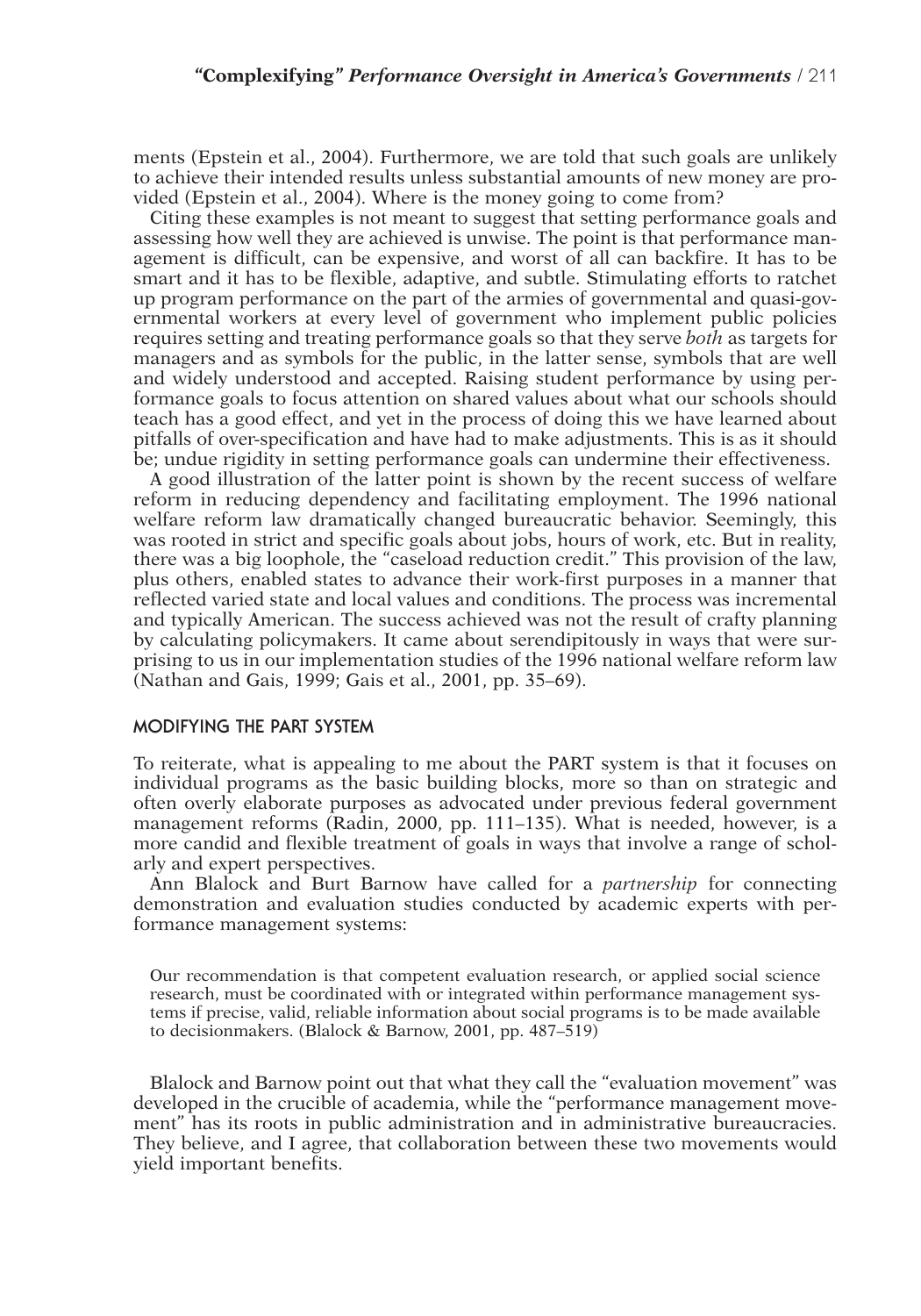ments (Epstein et al., 2004). Furthermore, we are told that such goals are unlikely to achieve their intended results unless substantial amounts of new money are provided (Epstein et al., 2004). Where is the money going to come from?

Citing these examples is not meant to suggest that setting performance goals and assessing how well they are achieved is unwise. The point is that performance management is difficult, can be expensive, and worst of all can backfire. It has to be smart and it has to be flexible, adaptive, and subtle. Stimulating efforts to ratchet up program performance on the part of the armies of governmental and quasi-governmental workers at every level of government who implement public policies requires setting and treating performance goals so that they serve *both* as targets for managers and as symbols for the public, in the latter sense, symbols that are well and widely understood and accepted. Raising student performance by using performance goals to focus attention on shared values about what our schools should teach has a good effect, and yet in the process of doing this we have learned about pitfalls of over-specification and have had to make adjustments. This is as it should be; undue rigidity in setting performance goals can undermine their effectiveness.

A good illustration of the latter point is shown by the recent success of welfare reform in reducing dependency and facilitating employment. The 1996 national welfare reform law dramatically changed bureaucratic behavior. Seemingly, this was rooted in strict and specific goals about jobs, hours of work, etc. But in reality, there was a big loophole, the "caseload reduction credit." This provision of the law, plus others, enabled states to advance their work-first purposes in a manner that reflected varied state and local values and conditions. The process was incremental and typically American. The success achieved was not the result of crafty planning by calculating policymakers. It came about serendipitously in ways that were surprising to us in our implementation studies of the 1996 national welfare reform law (Nathan and Gais, 1999; Gais et al., 2001, pp. 35–69).

## MODIFYING THE PART SYSTEM

To reiterate, what is appealing to me about the PART system is that it focuses on individual programs as the basic building blocks, more so than on strategic and often overly elaborate purposes as advocated under previous federal government management reforms (Radin, 2000, pp. 111–135). What is needed, however, is a more candid and flexible treatment of goals in ways that involve a range of scholarly and expert perspectives.

Ann Blalock and Burt Barnow have called for a *partnership* for connecting demonstration and evaluation studies conducted by academic experts with performance management systems:

> Our recommendation is that competent evaluation research, or applied social science research, must be coordinated with or integrated within performance management systems if precise, valid, reliable information about social programs is to be made available to decisionmakers. (Blalock & Barnow, 2001, pp. 487–519)

Blalock and Barnow point out that what they call the "evaluation movement" was developed in the crucible of academia, while the "performance management movement" has its roots in public administration and in administrative bureaucracies. They believe, and I agree, that collaboration between these two movements would yield important benefits.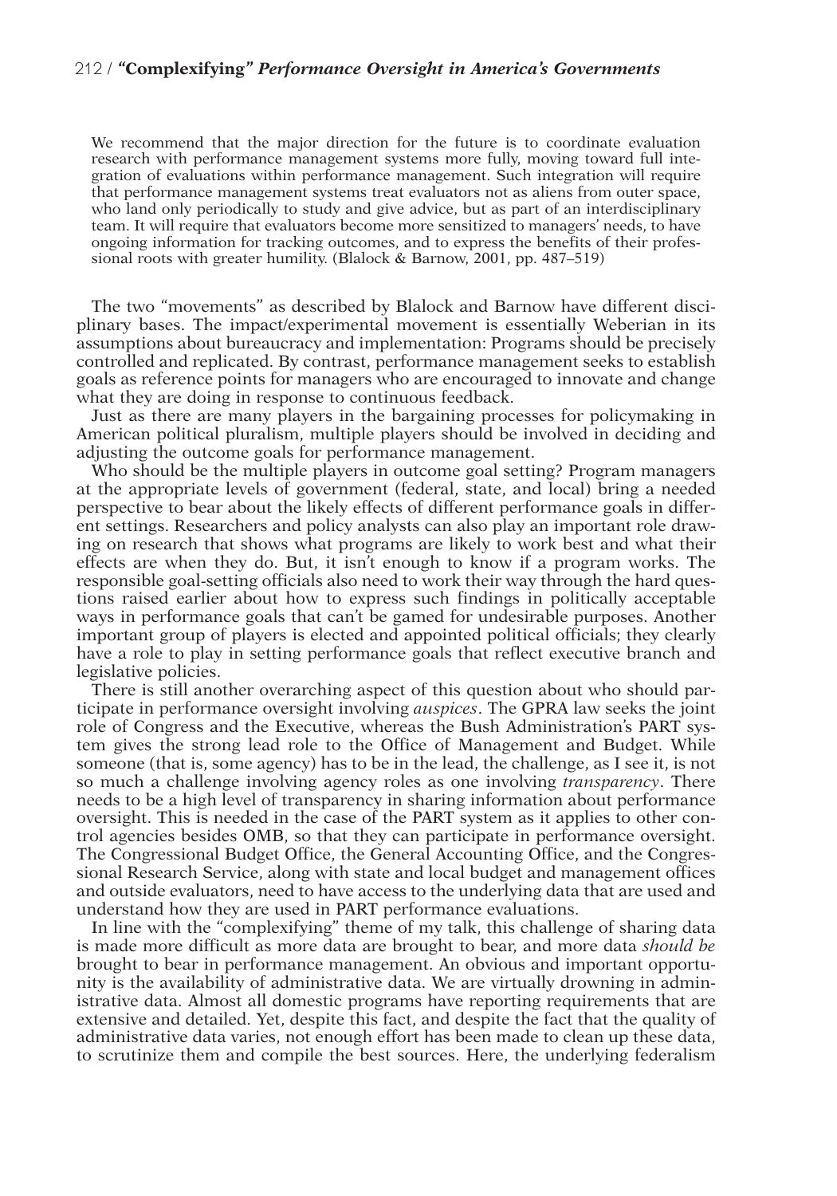> We recommend that the major direction for the future is to coordinate evaluation research with performance management systems more fully, moving toward full integration of evaluations within performance management. Such integration will require that performance management systems treat evaluators not as aliens from outer space, who land only periodically to study and give advice, but as part of an interdisciplinary team. It will require that evaluators become more sensitized to managers' needs, to have ongoing information for tracking outcomes, and to express the benefits of their professional roots with greater humility. (Blalock & Barnow, 2001, pp. 487–519)

The two "movements" as described by Blalock and Barnow have different disciplinary bases. The impact/experimental movement is essentially Weberian in its assumptions about bureaucracy and implementation: Programs should be precisely controlled and replicated. By contrast, performance management seeks to establish goals as reference points for managers who are encouraged to innovate and change what they are doing in response to continuous feedback.

Just as there are many players in the bargaining processes for policymaking in American political pluralism, multiple players should be involved in deciding and adjusting the outcome goals for performance management.

Who should be the multiple players in outcome goal setting? Program managers at the appropriate levels of government (federal, state, and local) bring a needed perspective to bear about the likely effects of different performance goals in different settings. Researchers and policy analysts can also play an important role drawing on research that shows what programs are likely to work best and what their effects are when they do. But, it isn't enough to know if a program works. The responsible goal-setting officials also need to work their way through the hard questions raised earlier about how to express such findings in politically acceptable ways in performance goals that can't be gamed for undesirable purposes. Another important group of players is elected and appointed political officials; they clearly have a role to play in setting performance goals that reflect executive branch and legislative policies.

There is still another overarching aspect of this question about who should participate in performance oversight involving *auspices*. The GPRA law seeks the joint role of Congress and the Executive, whereas the Bush Administration's PART system gives the strong lead role to the Office of Management and Budget. While someone (that is, some agency) has to be in the lead, the challenge, as I see it, is not so much a challenge involving agency roles as one involving *transparency*. There needs to be a high level of transparency in sharing information about performance oversight. This is needed in the case of the PART system as it applies to other control agencies besides OMB, so that they can participate in performance oversight. The Congressional Budget Office, the General Accounting Office, and the Congressional Research Service, along with state and local budget and management offices and outside evaluators, need to have access to the underlying data that are used and understand how they are used in PART performance evaluations.

In line with the "complexifying" theme of my talk, this challenge of sharing data is made more difficult as more data are brought to bear, and more data *should be* brought to bear in performance management. An obvious and important opportunity is the availability of administrative data. We are virtually drowning in administrative data. Almost all domestic programs have reporting requirements that are extensive and detailed. Yet, despite this fact, and despite the fact that the quality of administrative data varies, not enough effort has been made to clean up these data, to scrutinize them and compile the best sources. Here, the underlying federalism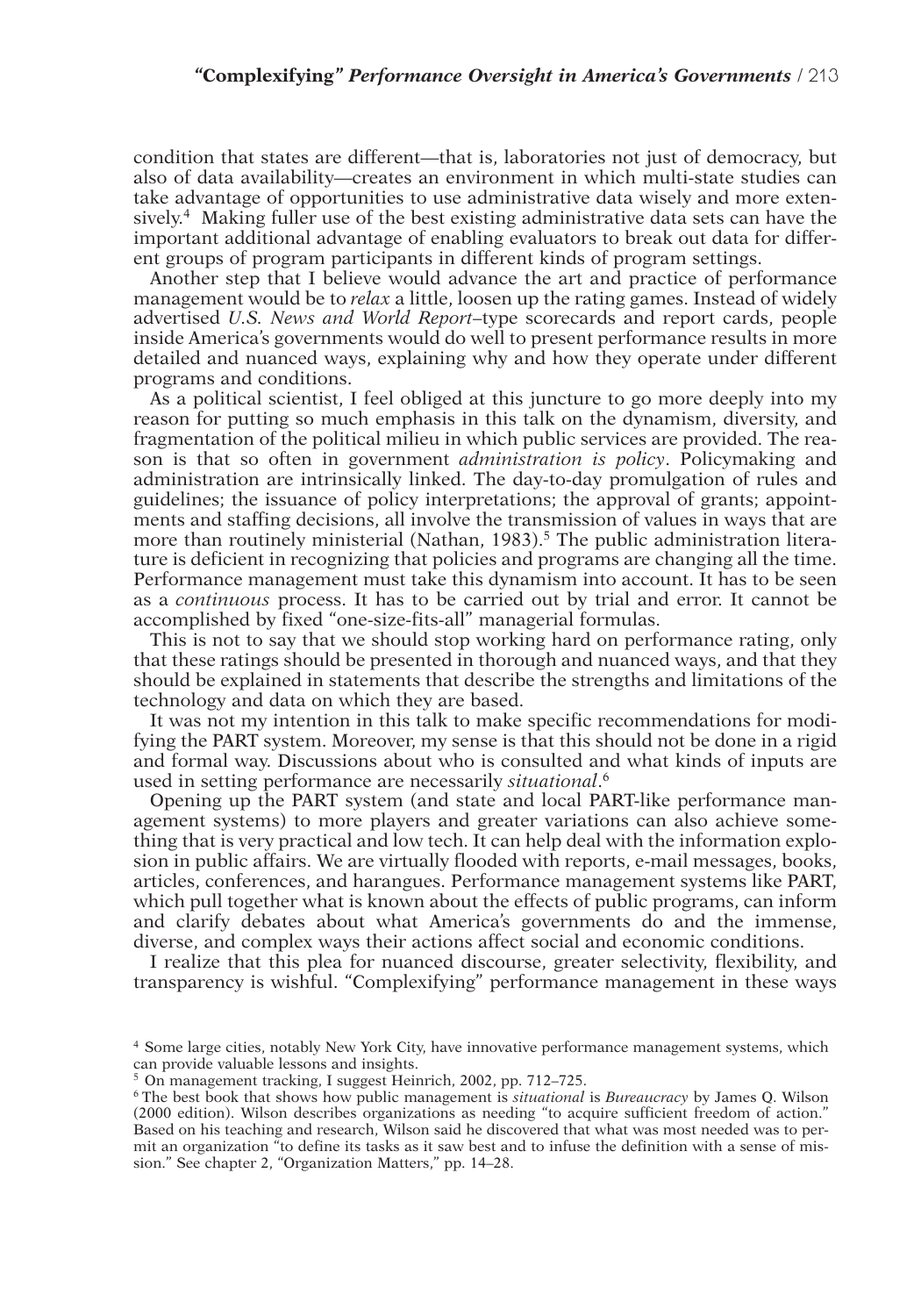condition that states are different—that is, laboratories not just of democracy, but also of data availability—creates an environment in which multi-state studies can take advantage of opportunities to use administrative data wisely and more extensively.[4] Making fuller use of the best existing administrative data sets can have the important additional advantage of enabling evaluators to break out data for different groups of program participants in different kinds of program settings.

Another step that I believe would advance the art and practice of performance management would be to *relax* a little, loosen up the rating games. Instead of widely advertised *U.S. News and World Report*–type scorecards and report cards, people inside America's governments would do well to present performance results in more detailed and nuanced ways, explaining why and how they operate under different programs and conditions.

As a political scientist, I feel obliged at this juncture to go more deeply into my reason for putting so much emphasis in this talk on the dynamism, diversity, and fragmentation of the political milieu in which public services are provided. The reason is that so often in government *administration is policy*. Policymaking and administration are intrinsically linked. The day-to-day promulgation of rules and guidelines; the issuance of policy interpretations; the approval of grants; appointments and staffing decisions, all involve the transmission of values in ways that are more than routinely ministerial (Nathan, 1983).[5] The public administration literature is deficient in recognizing that policies and programs are changing all the time. Performance management must take this dynamism into account. It has to be seen as a *continuous* process. It has to be carried out by trial and error. It cannot be accomplished by fixed "one-size-fits-all" managerial formulas.

This is not to say that we should stop working hard on performance rating, only that these ratings should be presented in thorough and nuanced ways, and that they should be explained in statements that describe the strengths and limitations of the technology and data on which they are based.

It was not my intention in this talk to make specific recommendations for modifying the PART system. Moreover, my sense is that this should not be done in a rigid and formal way. Discussions about who is consulted and what kinds of inputs are used in setting performance are necessarily *situational*.[6]

Opening up the PART system (and state and local PART-like performance management systems) to more players and greater variations can also achieve something that is very practical and low tech. It can help deal with the information explosion in public affairs. We are virtually flooded with reports, e-mail messages, books, articles, conferences, and harangues. Performance management systems like PART, which pull together what is known about the effects of public programs, can inform and clarify debates about what America's governments do and the immense, diverse, and complex ways their actions affect social and economic conditions.

I realize that this plea for nuanced discourse, greater selectivity, flexibility, and transparency is wishful. "Complexifying" performance management in these ways

---

[4] Some large cities, notably New York City, have innovative performance management systems, which can provide valuable lessons and insights.

[5] On management tracking, I suggest Heinrich, 2002, pp. 712–725.

[6] The best book that shows how public management is *situational* is *Bureaucracy* by James Q. Wilson (2000 edition). Wilson describes organizations as needing "to acquire sufficient freedom of action." Based on his teaching and research, Wilson said he discovered that what was most needed was to permit an organization "to define its tasks as it saw best and to infuse the definition with a sense of mission." See chapter 2, "Organization Matters," pp. 14–28.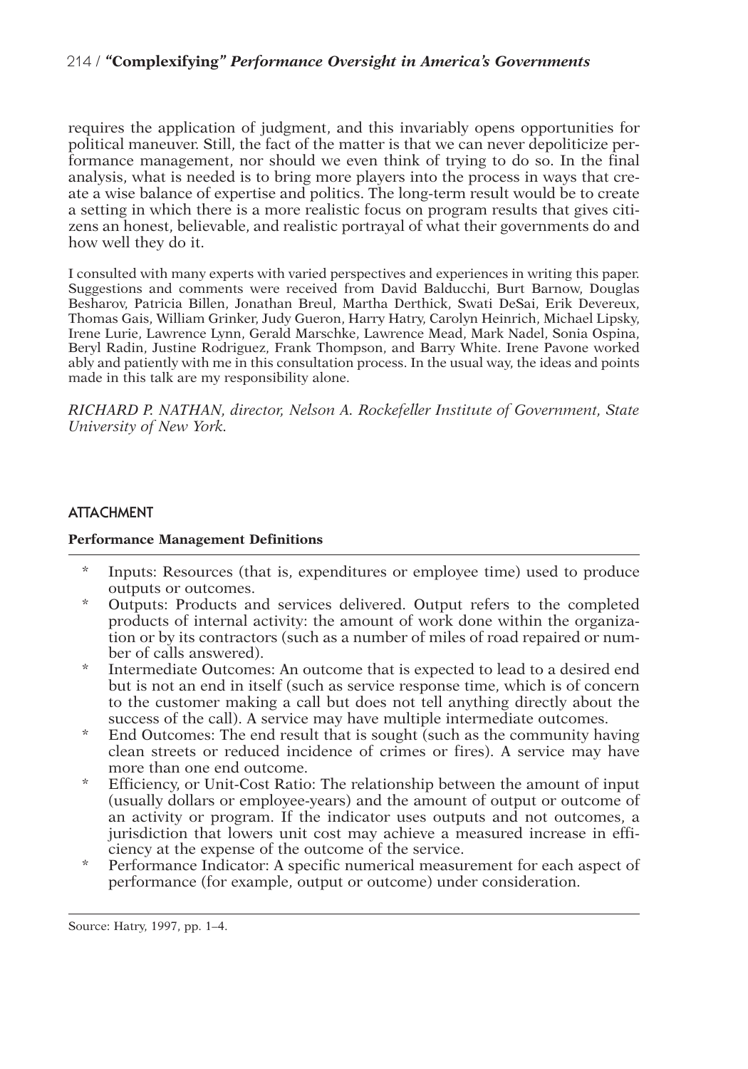requires the application of judgment, and this invariably opens opportunities for political maneuver. Still, the fact of the matter is that we can never depoliticize performance management, nor should we even think of trying to do so. In the final analysis, what is needed is to bring more players into the process in ways that create a wise balance of expertise and politics. The long-term result would be to create a setting in which there is a more realistic focus on program results that gives citizens an honest, believable, and realistic portrayal of what their governments do and how well they do it.

I consulted with many experts with varied perspectives and experiences in writing this paper. Suggestions and comments were received from David Balducchi, Burt Barnow, Douglas Besharov, Patricia Billen, Jonathan Breul, Martha Derthick, Swati DeSai, Erik Devereux, Thomas Gais, William Grinker, Judy Gueron, Harry Hatry, Carolyn Heinrich, Michael Lipsky, Irene Lurie, Lawrence Lynn, Gerald Marschke, Lawrence Mead, Mark Nadel, Sonia Ospina, Beryl Radin, Justine Rodriguez, Frank Thompson, and Barry White. Irene Pavone worked ably and patiently with me in this consultation process. In the usual way, the ideas and points made in this talk are my responsibility alone.

*RICHARD P. NATHAN, director, Nelson A. Rockefeller Institute of Government, State University of New York.*

## ATTACHMENT

**Performance Management Definitions**

- Inputs: Resources (that is, expenditures or employee time) used to produce outputs or outcomes.
- Outputs: Products and services delivered. Output refers to the completed products of internal activity: the amount of work done within the organization or by its contractors (such as a number of miles of road repaired or number of calls answered).
- Intermediate Outcomes: An outcome that is expected to lead to a desired end but is not an end in itself (such as service response time, which is of concern to the customer making a call but does not tell anything directly about the success of the call). A service may have multiple intermediate outcomes.
- End Outcomes: The end result that is sought (such as the community having clean streets or reduced incidence of crimes or fires). A service may have more than one end outcome.
- Efficiency, or Unit-Cost Ratio: The relationship between the amount of input (usually dollars or employee-years) and the amount of output or outcome of an activity or program. If the indicator uses outputs and not outcomes, a jurisdiction that lowers unit cost may achieve a measured increase in efficiency at the expense of the outcome of the service.
- Performance Indicator: A specific numerical measurement for each aspect of performance (for example, output or outcome) under consideration.

Source: Hatry, 1997, pp. 1–4.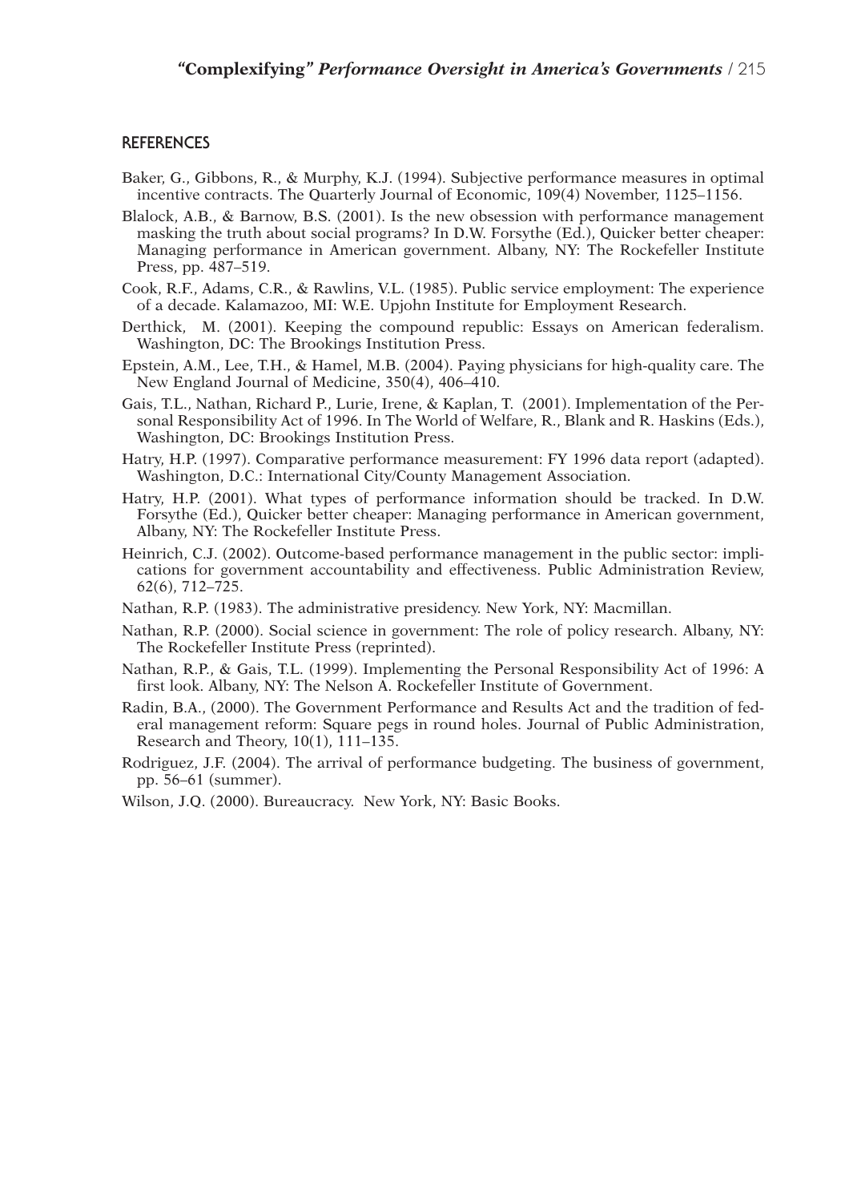## REFERENCES

Baker, G., Gibbons, R., & Murphy, K.J. (1994). Subjective performance measures in optimal incentive contracts. The Quarterly Journal of Economic, 109(4) November, 1125–1156.

Blalock, A.B., & Barnow, B.S. (2001). Is the new obsession with performance management masking the truth about social programs? In D.W. Forsythe (Ed.), Quicker better cheaper: Managing performance in American government. Albany, NY: The Rockefeller Institute Press, pp. 487–519.

Cook, R.F., Adams, C.R., & Rawlins, V.L. (1985). Public service employment: The experience of a decade. Kalamazoo, MI: W.E. Upjohn Institute for Employment Research.

Derthick, M. (2001). Keeping the compound republic: Essays on American federalism. Washington, DC: The Brookings Institution Press.

Epstein, A.M., Lee, T.H., & Hamel, M.B. (2004). Paying physicians for high-quality care. The New England Journal of Medicine, 350(4), 406–410.

Gais, T.L., Nathan, Richard P., Lurie, Irene, & Kaplan, T. (2001). Implementation of the Personal Responsibility Act of 1996. In The World of Welfare, R., Blank and R. Haskins (Eds.), Washington, DC: Brookings Institution Press.

Hatry, H.P. (1997). Comparative performance measurement: FY 1996 data report (adapted). Washington, D.C.: International City/County Management Association.

Hatry, H.P. (2001). What types of performance information should be tracked. In D.W. Forsythe (Ed.), Quicker better cheaper: Managing performance in American government, Albany, NY: The Rockefeller Institute Press.

Heinrich, C.J. (2002). Outcome-based performance management in the public sector: implications for government accountability and effectiveness. Public Administration Review, 62(6), 712–725.

Nathan, R.P. (1983). The administrative presidency. New York, NY: Macmillan.

Nathan, R.P. (2000). Social science in government: The role of policy research. Albany, NY: The Rockefeller Institute Press (reprinted).

Nathan, R.P., & Gais, T.L. (1999). Implementing the Personal Responsibility Act of 1996: A first look. Albany, NY: The Nelson A. Rockefeller Institute of Government.

Radin, B.A., (2000). The Government Performance and Results Act and the tradition of federal management reform: Square pegs in round holes. Journal of Public Administration, Research and Theory, 10(1), 111–135.

Rodriguez, J.F. (2004). The arrival of performance budgeting. The business of government, pp. 56–61 (summer).

Wilson, J.Q. (2000). Bureaucracy. New York, NY: Basic Books.